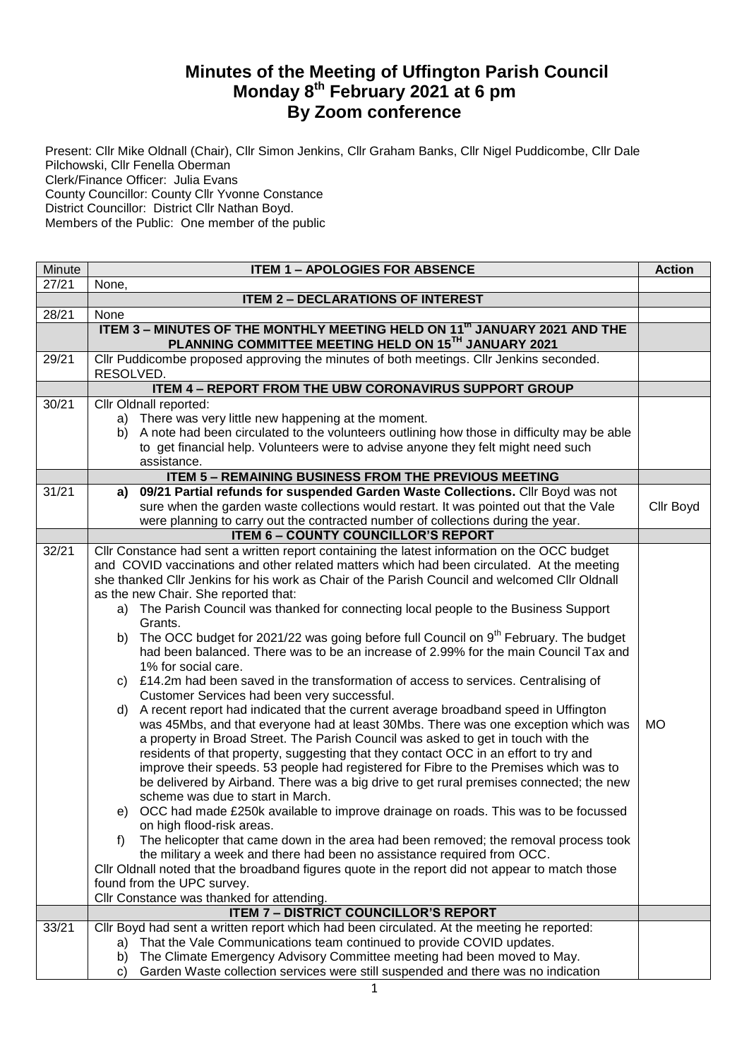# Minutes of the Meeting of Uffington Parish Council
# Monday 8th February 2021 at 6 pm
# By Zoom conference

Present: Cllr Mike Oldnall (Chair), Cllr Simon Jenkins, Cllr Graham Banks, Cllr Nigel Puddicombe, Cllr Dale Pilchowski, Cllr Fenella Oberman
Clerk/Finance Officer: Julia Evans
County Councillor: County Cllr Yvonne Constance
District Councillor: District Cllr Nathan Boyd.
Members of the Public: One member of the public

| Minute | ITEM 1 – APOLOGIES FOR ABSENCE | Action |
|---|---|---|
| 27/21 | None, | |
| | **ITEM 2 – DECLARATIONS OF INTEREST** | |
| 28/21 | None | |
| | **ITEM 3 – MINUTES OF THE MONTHLY MEETING HELD ON 11th JANUARY 2021 AND THE PLANNING COMMITTEE MEETING HELD ON 15TH JANUARY 2021** | |
| 29/21 | Cllr Puddicombe proposed approving the minutes of both meetings. Cllr Jenkins seconded. RESOLVED. | |
| | **ITEM 4 – REPORT FROM THE UBW CORONAVIRUS SUPPORT GROUP** | |
| 30/21 | Cllr Oldnall reported:<br>a) There was very little new happening at the moment.<br>b) A note had been circulated to the volunteers outlining how those in difficulty may be able to get financial help. Volunteers were to advise anyone they felt might need such assistance. | |
| | **ITEM 5 – REMAINING BUSINESS FROM THE PREVIOUS MEETING** | |
| 31/21 | **a) 09/21 Partial refunds for suspended Garden Waste Collections.** Cllr Boyd was not sure when the garden waste collections would restart. It was pointed out that the Vale were planning to carry out the contracted number of collections during the year. | Cllr Boyd |
| | **ITEM 6 – COUNTY COUNCILLOR'S REPORT** | |
| 32/21 | Cllr Constance had sent a written report containing the latest information on the OCC budget and COVID vaccinations and other related matters which had been circulated. At the meeting she thanked Cllr Jenkins for his work as Chair of the Parish Council and welcomed Cllr Oldnall as the new Chair. She reported that:<br>a) The Parish Council was thanked for connecting local people to the Business Support Grants.<br>b) The OCC budget for 2021/22 was going before full Council on 9th February. The budget had been balanced. There was to be an increase of 2.99% for the main Council Tax and 1% for social care.<br>c) £14.2m had been saved in the transformation of access to services. Centralising of Customer Services had been very successful.<br>d) A recent report had indicated that the current average broadband speed in Uffington was 45Mbs, and that everyone had at least 30Mbs. There was one exception which was a property in Broad Street. The Parish Council was asked to get in touch with the residents of that property, suggesting that they contact OCC in an effort to try and improve their speeds. 53 people had registered for Fibre to the Premises which was to be delivered by Airband. There was a big drive to get rural premises connected; the new scheme was due to start in March.<br>e) OCC had made £250k available to improve drainage on roads. This was to be focussed on high flood-risk areas.<br>f) The helicopter that came down in the area had been removed; the removal process took the military a week and there had been no assistance required from OCC.<br>Cllr Oldnall noted that the broadband figures quote in the report did not appear to match those found from the UPC survey.<br>Cllr Constance was thanked for attending. | MO |
| | **ITEM 7 – DISTRICT COUNCILLOR'S REPORT** | |
| 33/21 | Cllr Boyd had sent a written report which had been circulated. At the meeting he reported:<br>a) That the Vale Communications team continued to provide COVID updates.<br>b) The Climate Emergency Advisory Committee meeting had been moved to May.<br>c) Garden Waste collection services were still suspended and there was no indication | |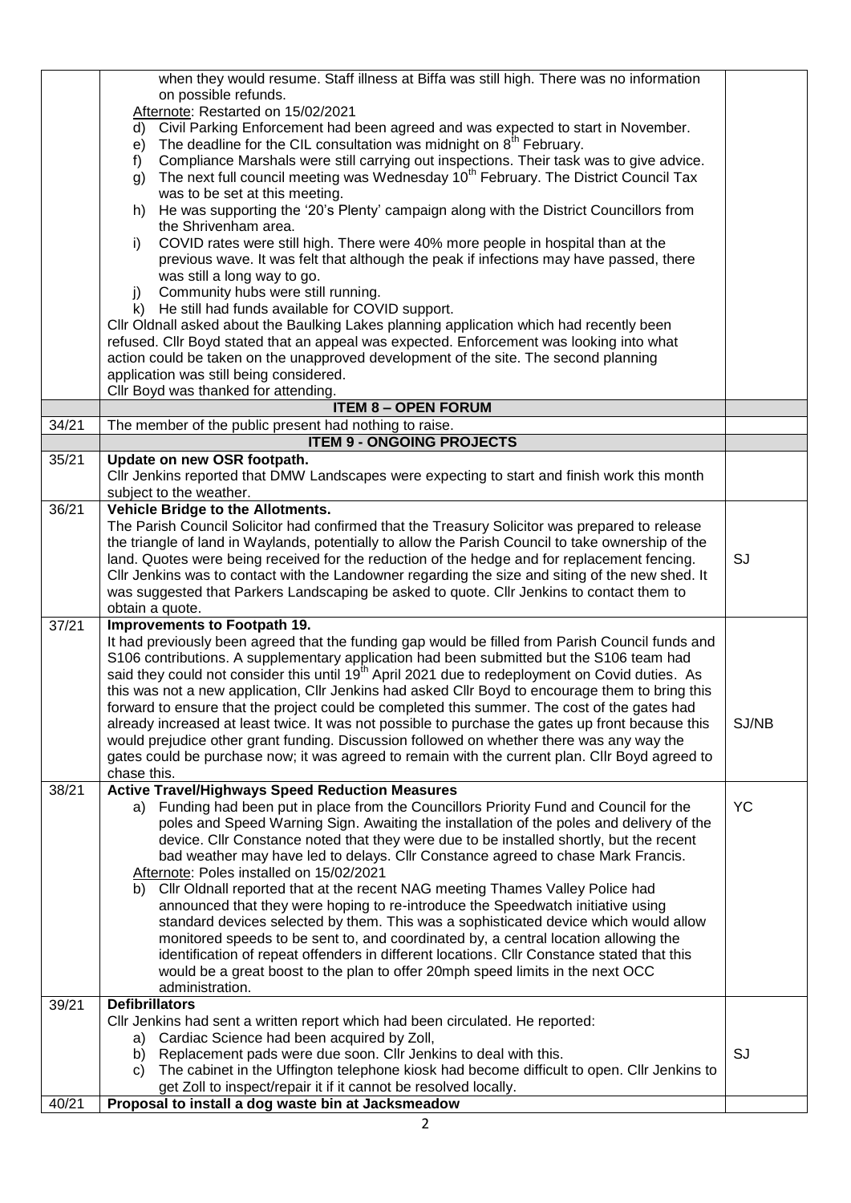| | | |
|---|---|---|
| | when they would resume. Staff illness at Biffa was still high. There was no information on possible refunds.<br>Afternote: Restarted on 15/02/2021<br>d) Civil Parking Enforcement had been agreed and was expected to start in November.<br>e) The deadline for the CIL consultation was midnight on 8th February.<br>f) Compliance Marshals were still carrying out inspections. Their task was to give advice.<br>g) The next full council meeting was Wednesday 10th February. The District Council Tax was to be set at this meeting.<br>h) He was supporting the '20's Plenty' campaign along with the District Councillors from the Shrivenham area.<br>i) COVID rates were still high. There were 40% more people in hospital than at the previous wave. It was felt that although the peak if infections may have passed, there was still a long way to go.<br>j) Community hubs were still running.<br>k) He still had funds available for COVID support.<br>Cllr Oldnall asked about the Baulking Lakes planning application which had recently been refused. Cllr Boyd stated that an appeal was expected. Enforcement was looking into what action could be taken on the unapproved development of the site. The second planning application was still being considered.<br>Cllr Boyd was thanked for attending. | |
| | **ITEM 8 – OPEN FORUM** | |
| 34/21 | The member of the public present had nothing to raise. | |
| | **ITEM 9 - ONGOING PROJECTS** | |
| 35/21 | **Update on new OSR footpath.**<br>Cllr Jenkins reported that DMW Landscapes were expecting to start and finish work this month subject to the weather. | |
| 36/21 | **Vehicle Bridge to the Allotments.**<br>The Parish Council Solicitor had confirmed that the Treasury Solicitor was prepared to release the triangle of land in Waylands, potentially to allow the Parish Council to take ownership of the land. Quotes were being received for the reduction of the hedge and for replacement fencing. Cllr Jenkins was to contact with the Landowner regarding the size and siting of the new shed. It was suggested that Parkers Landscaping be asked to quote. Cllr Jenkins to contact them to obtain a quote. | SJ |
| 37/21 | **Improvements to Footpath 19.**<br>It had previously been agreed that the funding gap would be filled from Parish Council funds and S106 contributions. A supplementary application had been submitted but the S106 team had said they could not consider this until 19th April 2021 due to redeployment on Covid duties. As this was not a new application, Cllr Jenkins had asked Cllr Boyd to encourage them to bring this forward to ensure that the project could be completed this summer. The cost of the gates had already increased at least twice. It was not possible to purchase the gates up front because this would prejudice other grant funding. Discussion followed on whether there was any way the gates could be purchase now; it was agreed to remain with the current plan. Cllr Boyd agreed to chase this. | SJ/NB |
| 38/21 | **Active Travel/Highways Speed Reduction Measures**<br>a) Funding had been put in place from the Councillors Priority Fund and Council for the poles and Speed Warning Sign. Awaiting the installation of the poles and delivery of the device. Cllr Constance noted that they were due to be installed shortly, but the recent bad weather may have led to delays. Cllr Constance agreed to chase Mark Francis.<br>Afternote: Poles installed on 15/02/2021<br>b) Cllr Oldnall reported that at the recent NAG meeting Thames Valley Police had announced that they were hoping to re-introduce the Speedwatch initiative using standard devices selected by them. This was a sophisticated device which would allow monitored speeds to be sent to, and coordinated by, a central location allowing the identification of repeat offenders in different locations. Cllr Constance stated that this would be a great boost to the plan to offer 20mph speed limits in the next OCC administration. | YC |
| 39/21 | **Defibrillators**<br>Cllr Jenkins had sent a written report which had been circulated. He reported:<br>a) Cardiac Science had been acquired by Zoll,<br>b) Replacement pads were due soon. Cllr Jenkins to deal with this.<br>c) The cabinet in the Uffington telephone kiosk had become difficult to open. Cllr Jenkins to get Zoll to inspect/repair it if it cannot be resolved locally. | SJ |
| 40/21 | **Proposal to install a dog waste bin at Jacksmeadow** | |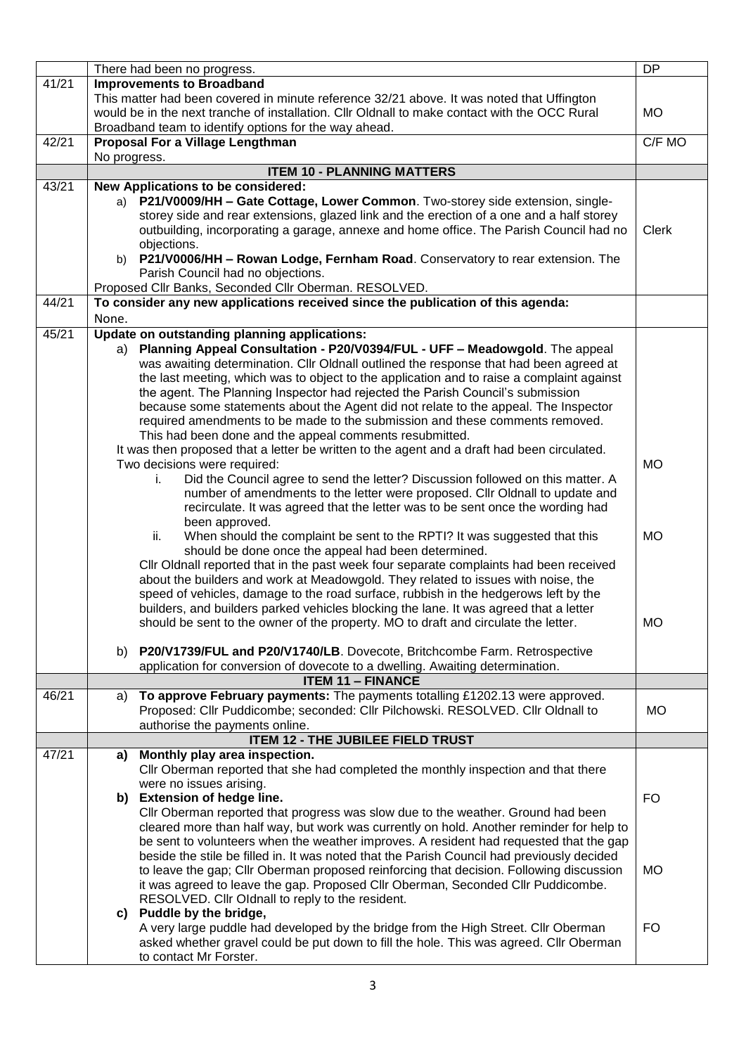| | | |
|---|---|---|
| | There had been no progress. | DP |
| 41/21 | **Improvements to Broadband**<br>This matter had been covered in minute reference 32/21 above. It was noted that Uffington would be in the next tranche of installation. Cllr Oldnall to make contact with the OCC Rural Broadband team to identify options for the way ahead. | MO |
| 42/21 | **Proposal For a Village Lengthman**<br>No progress. | C/F MO |
| | **ITEM 10 - PLANNING MATTERS** | |
| 43/21 | **New Applications to be considered:**<br>a) **P21/V0009/HH – Gate Cottage, Lower Common**. Two-storey side extension, single-storey side and rear extensions, glazed link and the erection of a one and a half storey outbuilding, incorporating a garage, annexe and home office. The Parish Council had no objections.<br>b) **P21/V0006/HH – Rowan Lodge, Fernham Road**. Conservatory to rear extension. The Parish Council had no objections.<br>Proposed Cllr Banks, Seconded Cllr Oberman. RESOLVED. | Clerk |
| 44/21 | **To consider any new applications received since the publication of this agenda:**<br>None. | |
| 45/21 | **Update on outstanding planning applications:**<br>a) **Planning Appeal Consultation - P20/V0394/FUL - UFF – Meadowgold**. The appeal was awaiting determination. Cllr Oldnall outlined the response that had been agreed at the last meeting, which was to object to the application and to raise a complaint against the agent. The Planning Inspector had rejected the Parish Council's submission because some statements about the Agent did not relate to the appeal. The Inspector required amendments to be made to the submission and these comments removed. This had been done and the appeal comments resubmitted.<br>It was then proposed that a letter be written to the agent and a draft had been circulated. Two decisions were required:<br>i. Did the Council agree to send the letter? Discussion followed on this matter. A number of amendments to the letter were proposed. Cllr Oldnall to update and recirculate. It was agreed that the letter was to be sent once the wording had been approved.<br>ii. When should the complaint be sent to the RPTI? It was suggested that this should be done once the appeal had been determined.<br>Cllr Oldnall reported that in the past week four separate complaints had been received about the builders and work at Meadowgold. They related to issues with noise, the speed of vehicles, damage to the road surface, rubbish in the hedgerows left by the builders, and builders parked vehicles blocking the lane. It was agreed that a letter should be sent to the owner of the property. MO to draft and circulate the letter.<br><br>b) **P20/V1739/FUL and P20/V1740/LB**. Dovecote, Britchcombe Farm. Retrospective application for conversion of dovecote to a dwelling. Awaiting determination. | MO<br><br>MO<br><br>MO |
| | **ITEM 11 – FINANCE** | |
| 46/21 | a) **To approve February payments:** The payments totalling £1202.13 were approved. Proposed: Cllr Puddicombe; seconded: Cllr Pilchowski. RESOLVED. Cllr Oldnall to authorise the payments online. | MO |
| | **ITEM 12 - THE JUBILEE FIELD TRUST** | |
| 47/21 | **a) Monthly play area inspection.**<br>Cllr Oberman reported that she had completed the monthly inspection and that there were no issues arising.<br>**b) Extension of hedge line.**<br>Cllr Oberman reported that progress was slow due to the weather. Ground had been cleared more than half way, but work was currently on hold. Another reminder for help to be sent to volunteers when the weather improves. A resident had requested that the gap beside the stile be filled in. It was noted that the Parish Council had previously decided to leave the gap; Cllr Oberman proposed reinforcing that decision. Following discussion it was agreed to leave the gap. Proposed Cllr Oberman, Seconded Cllr Puddicombe. RESOLVED. Cllr Oldnall to reply to the resident.<br>**c) Puddle by the bridge,**<br>A very large puddle had developed by the bridge from the High Street. Cllr Oberman asked whether gravel could be put down to fill the hole. This was agreed. Cllr Oberman to contact Mr Forster. | FO<br><br>MO<br><br>FO |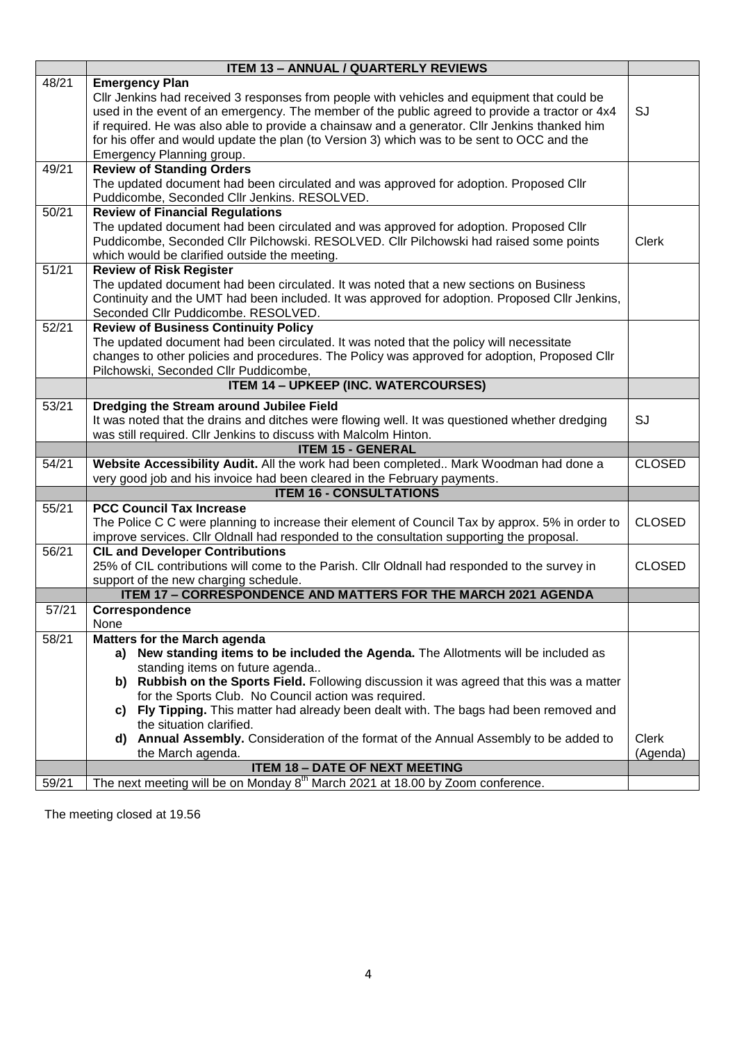| | | |
|---|---|---|
| | **ITEM 13 – ANNUAL / QUARTERLY REVIEWS** | |
| 48/21 | **Emergency Plan**<br>Cllr Jenkins had received 3 responses from people with vehicles and equipment that could be used in the event of an emergency. The member of the public agreed to provide a tractor or 4x4 if required. He was also able to provide a chainsaw and a generator. Cllr Jenkins thanked him for his offer and would update the plan (to Version 3) which was to be sent to OCC and the Emergency Planning group. | SJ |
| 49/21 | **Review of Standing Orders**<br>The updated document had been circulated and was approved for adoption. Proposed Cllr Puddicombe, Seconded Cllr Jenkins. RESOLVED. | |
| 50/21 | **Review of Financial Regulations**<br>The updated document had been circulated and was approved for adoption. Proposed Cllr Puddicombe, Seconded Cllr Pilchowski. RESOLVED. Cllr Pilchowski had raised some points which would be clarified outside the meeting. | Clerk |
| 51/21 | **Review of Risk Register**<br>The updated document had been circulated. It was noted that a new sections on Business Continuity and the UMT had been included. It was approved for adoption. Proposed Cllr Jenkins, Seconded Cllr Puddicombe. RESOLVED. | |
| 52/21 | **Review of Business Continuity Policy**<br>The updated document had been circulated. It was noted that the policy will necessitate changes to other policies and procedures. The Policy was approved for adoption, Proposed Cllr Pilchowski, Seconded Cllr Puddicombe, | |
| | **ITEM 14 – UPKEEP (INC. WATERCOURSES)** | |
| 53/21 | **Dredging the Stream around Jubilee Field**<br>It was noted that the drains and ditches were flowing well. It was questioned whether dredging was still required. Cllr Jenkins to discuss with Malcolm Hinton. | SJ |
| | **ITEM 15 - GENERAL** | |
| 54/21 | **Website Accessibility Audit.** All the work had been completed.. Mark Woodman had done a very good job and his invoice had been cleared in the February payments. | CLOSED |
| | **ITEM 16 - CONSULTATIONS** | |
| 55/21 | **PCC Council Tax Increase**<br>The Police C C were planning to increase their element of Council Tax by approx. 5% in order to improve services. Cllr Oldnall had responded to the consultation supporting the proposal. | CLOSED |
| 56/21 | **CIL and Developer Contributions**<br>25% of CIL contributions will come to the Parish. Cllr Oldnall had responded to the survey in support of the new charging schedule. | CLOSED |
| | **ITEM 17 – CORRESPONDENCE AND MATTERS FOR THE MARCH 2021 AGENDA** | |
| 57/21 | **Correspondence**<br>None | |
| 58/21 | **Matters for the March agenda**<br>a) **New standing items to be included the Agenda.** The Allotments will be included as standing items on future agenda..<br>b) **Rubbish on the Sports Field.** Following discussion it was agreed that this was a matter for the Sports Club. No Council action was required.<br>c) **Fly Tipping.** This matter had already been dealt with. The bags had been removed and the situation clarified.<br>d) **Annual Assembly.** Consideration of the format of the Annual Assembly to be added to the March agenda. | Clerk (Agenda) |
| | **ITEM 18 – DATE OF NEXT MEETING** | |
| 59/21 | The next meeting will be on Monday 8th March 2021 at 18.00 by Zoom conference. | |

The meeting closed at 19.56